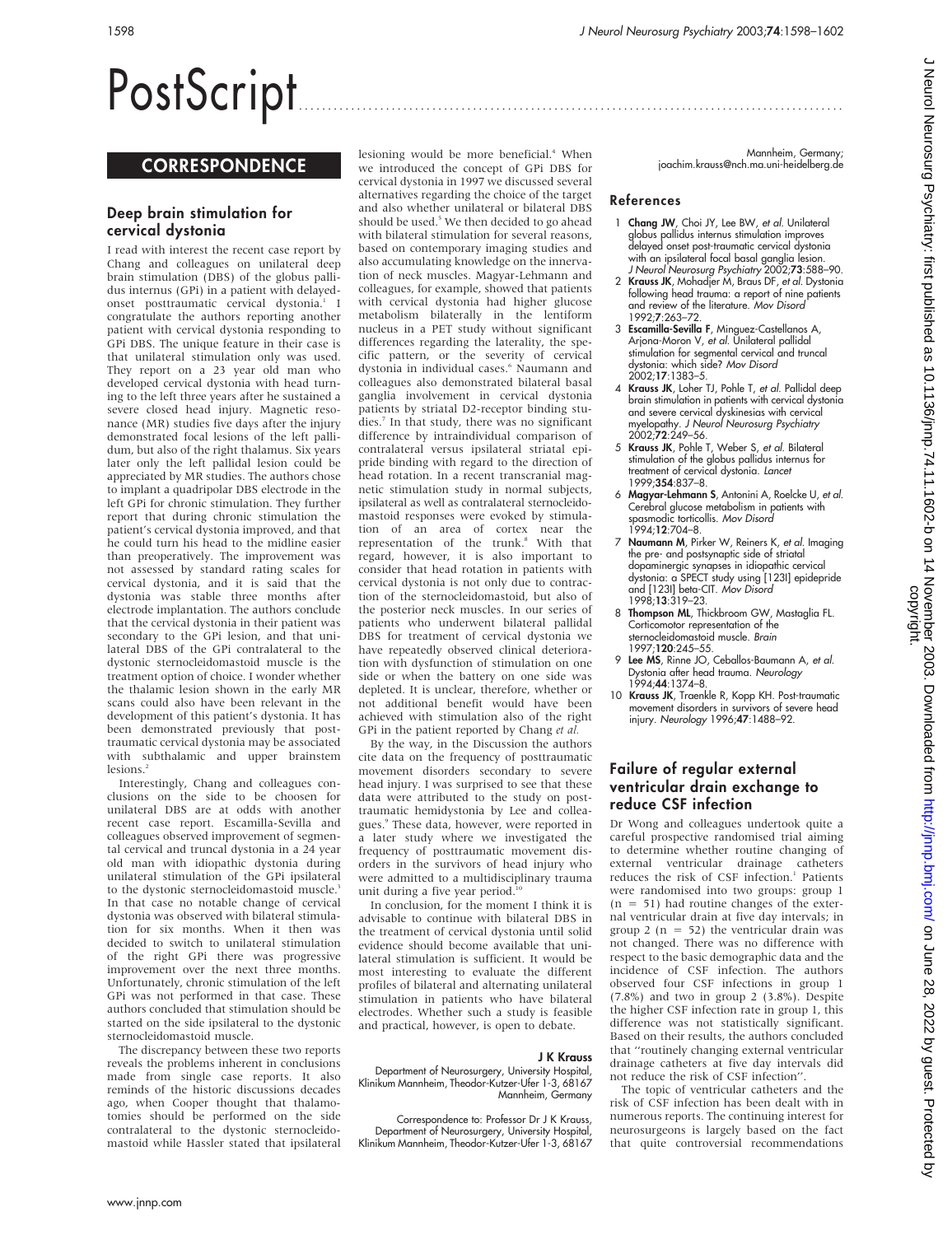# PostScript

## CORRESPONDENCE

### Deep brain stimulation for cervical dystonia

I read with interest the recent case report by Chang and colleagues on unilateral deep brain stimulation (DBS) of the globus pallidus internus (GPi) in a patient with delayed-onset posttraumatic cervical dystonia.[1] I congratulate the authors reporting another patient with cervical dystonia responding to GPi DBS. The unique feature in their case is that unilateral stimulation only was used. They report on a 23 year old man who developed cervical dystonia with head turning to the left three years after he sustained a severe closed head injury. Magnetic resonance (MR) studies five days after the injury demonstrated focal lesions of the left pallidum, but also of the right thalamus. Six years later only the left pallidal lesion could be appreciated by MR studies. The authors chose to implant a quadripolar DBS electrode in the left GPi for chronic stimulation. They further report that during chronic stimulation the patient's cervical dystonia improved, and that he could turn his head to the midline easier than preoperatively. The improvement was not assessed by standard rating scales for cervical dystonia, and it is said that the dystonia was stable three months after electrode implantation. The authors conclude that the cervical dystonia in their patient was secondary to the GPi lesion, and that unilateral DBS of the GPi contralateral to the dystonic sternocleidomastoid muscle is the treatment option of choice. I wonder whether the thalamic lesion shown in the early MR scans could also have been relevant in the development of this patient's dystonia. It has been demonstrated previously that posttraumatic cervical dystonia may be associated with subthalamic and upper brainstem lesions.[2]

Interestingly, Chang and colleagues conclusions on the side to be choosen for unilateral DBS are at odds with another recent case report. Escamilla-Sevilla and colleagues observed improvement of segmental cervical and truncal dystonia in a 24 year old man with idiopathic dystonia during unilateral stimulation of the GPi ipsilateral to the dystonic sternocleidomastoid muscle.[3] In that case no notable change of cervical dystonia was observed with bilateral stimulation for six months. When it then was decided to switch to unilateral stimulation of the right GPi there was progressive improvement over the next three months. Unfortunately, chronic stimulation of the left GPi was not performed in that case. These authors concluded that stimulation should be started on the side ipsilateral to the dystonic sternocleidomastoid muscle.

The discrepancy between these two reports reveals the problems inherent in conclusions made from single case reports. It also reminds of the historic discussions decades ago, when Cooper thought that thalamotomies should be performed on the side contralateral to the dystonic sternocleidomastoid while Hassler stated that ipsilateral lesioning would be more beneficial.[4] When we introduced the concept of GPi DBS for cervical dystonia in 1997 we discussed several alternatives regarding the choice of the target and also whether unilateral or bilateral DBS should be used.[5] We then decided to go ahead with bilateral stimulation for several reasons, based on contemporary imaging studies and also accumulating knowledge on the innervation of neck muscles. Magyar-Lehmann and colleagues, for example, showed that patients with cervical dystonia had higher glucose metabolism bilaterally in the lentiform nucleus in a PET study without significant differences regarding the laterality, the specific pattern, or the severity of cervical dystonia in individual cases.[6] Naumann and colleagues also demonstrated bilateral basal ganglia involvement in cervical dystonia patients by striatal D2-receptor binding studies.[7] In that study, there was no significant difference by intraindividual comparison of contralateral versus ipsilateral striatal epipride binding with regard to the direction of head rotation. In a recent transcranial magnetic stimulation study in normal subjects, ipsilateral as well as contralateral sternocleidomastoid responses were evoked by stimulation of an area of cortex near the representation of the trunk.[8] With that regard, however, it is also important to consider that head rotation in patients with cervical dystonia is not only due to contraction of the sternocleidomastoid, but also of the posterior neck muscles. In our series of patients who underwent bilateral pallidal DBS for treatment of cervical dystonia we have repeatedly observed clinical deterioration with dysfunction of stimulation on one side or when the battery on one side was depleted. It is unclear, therefore, whether or not additional benefit would have been achieved with stimulation also of the right GPi in the patient reported by Chang *et al.*

By the way, in the Discussion the authors cite data on the frequency of posttraumatic movement disorders secondary to severe head injury. I was surprised to see that these data were attributed to the study on posttraumatic hemidystonia by Lee and colleagues.[9] These data, however, were reported in a later study where we investigated the frequency of posttraumatic movement disorders in the survivors of head injury who were admitted to a multidisciplinary trauma unit during a five year period.[10]

In conclusion, for the moment I think it is advisable to continue with bilateral DBS in the treatment of cervical dystonia until solid evidence should become available that unilateral stimulation is sufficient. It would be most interesting to evaluate the different profiles of bilateral and alternating unilateral stimulation in patients who have bilateral electrodes. Whether such a study is feasible and practical, however, is open to debate.

**J K Krauss**

Department of Neurosurgery, University Hospital, Klinikum Mannheim, Theodor-Kutzer-Ufer 1-3, 68167 Mannheim, Germany

Correspondence to: Professor Dr J K Krauss, Department of Neurosurgery, University Hospital, Klinikum Mannheim, Theodor-Kutzer-Ufer 1-3, 68167 Mannheim, Germany; joachim.krauss@nch.ma.uni-heidelberg.de

#### References

1. **Chang JW**, Choi JY, Lee BW, *et al.* Unilateral globus pallidus internus stimulation improves delayed onset post-traumatic cervical dystonia with an ipsilateral focal basal ganglia lesion. *J Neurol Neurosurg Psychiatry* 2002;**73**:588–90.
2. **Krauss JK**, Mohadjer M, Braus DF, *et al.* Dystonia following head trauma: a report of nine patients and review of the literature. *Mov Disord* 1992;**7**:263–72.
3. **Escamilla-Sevilla F**, Minguez-Castellanos A, Arjona-Moron V, *et al.* Unilateral pallidal stimulation for segmental cervical and truncal dystonia: which side? *Mov Disord* 2002;**17**:1383–5.
4. **Krauss JK**, Loher TJ, Pohle T, *et al.* Pallidal deep brain stimulation in patients with cervical dystonia and severe cervical dyskinesias with cervical myelopathy. *J Neurol Neurosurg Psychiatry* 2002;**72**:249–56.
5. **Krauss JK**, Pohle T, Weber S, *et al.* Bilateral stimulation of the globus pallidus internus for treatment of cervical dystonia. *Lancet* 1999;**354**:837–8.
6. **Magyar-Lehmann S**, Antonini A, Roelcke U, *et al.* Cerebral glucose metabolism in patients with spasmodic torticollis. *Mov Disord* 1994;**12**:704–8.
7. **Naumann M**, Pirker W, Reiners K, *et al.* Imaging the pre- and postsynaptic side of striatal dopaminergic synapses in idiopathic cervical dystonia: a SPECT study using [123I] epidepride and [123I] beta-CIT. *Mov Disord* 1998;**13**:319–23.
8. **Thompson ML**, Thickbroom GW, Mastaglia FL. Corticomotor representation of the sternocleidomastoid muscle. *Brain* 1997;**120**:245–55.
9. **Lee MS**, Rinne JO, Ceballos-Baumann A, *et al.* Dystonia after head trauma. *Neurology* 1994;**44**:1374–8.
10. **Krauss JK**, Traenkle R, Kopp KH. Post-traumatic movement disorders in survivors of severe head injury. *Neurology* 1996;**47**:1488–92.

### Failure of regular external ventricular drain exchange to reduce CSF infection

Dr Wong and colleagues undertook quite a careful prospective randomised trial aiming to determine whether routine changing of external ventricular drainage catheters reduces the risk of CSF infection.[1] Patients were randomised into two groups: group 1 (n = 51) had routine changes of the external ventricular drain at five day intervals; in group 2 (n = 52) the ventricular drain was not changed. There was no difference with respect to the basic demographic data and the incidence of CSF infection. The authors observed four CSF infections in group 1 (7.8%) and two in group 2 (3.8%). Despite the higher CSF infection rate in group 1, this difference was not statistically significant. Based on their results, the authors concluded that "routinely changing external ventricular drainage catheters at five day intervals did not reduce the risk of CSF infection".

The topic of ventricular catheters and the risk of CSF infection has been dealt with in numerous reports. The continuing interest for neurosurgeons is largely based on the fact that quite controversial recommendations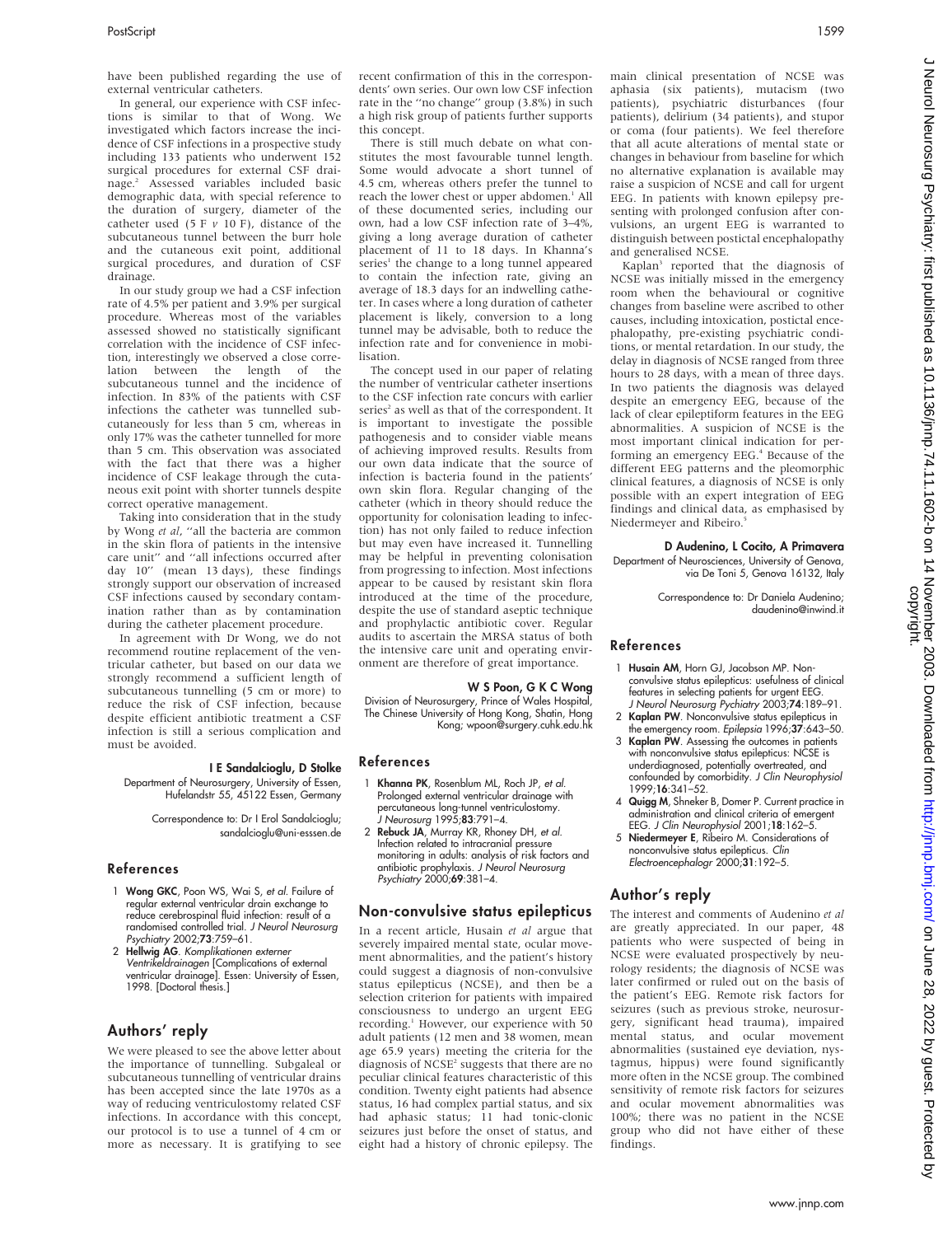have been published regarding the use of external ventricular catheters.

In general, our experience with CSF infections is similar to that of Wong. We investigated which factors increase the incidence of CSF infections in a prospective study including 133 patients who underwent 152 surgical procedures for external CSF drainage.[2] Assessed variables included basic demographic data, with special reference to the duration of surgery, diameter of the catheter used (5 F *v* 10 F), distance of the subcutaneous tunnel between the burr hole and the cutaneous exit point, additional surgical procedures, and duration of CSF drainage.

In our study group we had a CSF infection rate of 4.5% per patient and 3.9% per surgical procedure. Whereas most of the variables assessed showed no statistically significant correlation with the incidence of CSF infection, interestingly we observed a close correlation between the length of the subcutaneous tunnel and the incidence of infection. In 83% of the patients with CSF infections the catheter was tunnelled subcutaneously for less than 5 cm, whereas in only 17% was the catheter tunnelled for more than 5 cm. This observation was associated with the fact that there was a higher incidence of CSF leakage through the cutaneous exit point with shorter tunnels despite correct operative management.

Taking into consideration that in the study by Wong *et al*, "all the bacteria are common in the skin flora of patients in the intensive care unit" and "all infections occurred after day 10" (mean 13 days), these findings strongly support our observation of increased CSF infections caused by secondary contamination rather than as by contamination during the catheter placement procedure.

In agreement with Dr Wong, we do not recommend routine replacement of the ventricular catheter, but based on our data we strongly recommend a sufficient length of subcutaneous tunnelling (5 cm or more) to reduce the risk of CSF infection, because despite efficient antibiotic treatment a CSF infection is still a serious complication and must be avoided.

**I E Sandalcioglu, D Stolke**

Department of Neurosurgery, University of Essen, Hufelandstr 55, 45122 Essen, Germany

Correspondence to: Dr I Erol Sandalcioglu; sandalcioglu@uni-esssen.de

## References

1. **Wong GKC**, Poon WS, Wai S, *et al*. Failure of regular external ventricular drain exchange to reduce cerebrospinal fluid infection: result of a randomised controlled trial. *J Neurol Neurosurg Psychiatry* 2002;**73**:759–61.
2. **Hellwig AG**. *Komplikationen externer Ventrikeldrainagen* [Complications of external ventricular drainage]. Essen: University of Essen, 1998. [Doctoral thesis.]

## Authors' reply

We were pleased to see the above letter about the importance of tunnelling. Subgaleal or subcutaneous tunnelling of ventricular drains has been accepted since the late 1970s as a way of reducing ventriculostomy related CSF infections. In accordance with this concept, our protocol is to use a tunnel of 4 cm or more as necessary. It is gratifying to see recent confirmation of this in the correspondents' own series. Our own low CSF infection rate in the "no change" group (3.8%) in such a high risk group of patients further supports this concept.

There is still much debate on what constitutes the most favourable tunnel length. Some would advocate a short tunnel of 4.5 cm, whereas others prefer the tunnel to reach the lower chest or upper abdomen.[1] All of these documented series, including our own, had a low CSF infection rate of 3–4%, giving a long average duration of catheter placement of 11 to 18 days. In Khanna's series[1] the change to a long tunnel appeared to contain the infection rate, giving an average of 18.3 days for an indwelling catheter. In cases where a long duration of catheter placement is likely, conversion to a long tunnel may be advisable, both to reduce the infection rate and for convenience in mobilisation.

The concept used in our paper of relating the number of ventricular catheter insertions to the CSF infection rate concurs with earlier series[2] as well as that of the correspondent. It is important to investigate the possible pathogenesis and to consider viable means of achieving improved results. Results from our own data indicate that the source of infection is bacteria found in the patients' own skin flora. Regular changing of the catheter (which in theory should reduce the opportunity for colonisation leading to infection) has not only failed to reduce infection but may even have increased it. Tunnelling may be helpful in preventing colonisation from progressing to infection. Most infections appear to be caused by resistant skin flora introduced at the time of the procedure, despite the use of standard aseptic technique and prophylactic antibiotic cover. Regular audits to ascertain the MRSA status of both the intensive care unit and operating environment are therefore of great importance.

**W S Poon, G K C Wong**

Division of Neurosurgery, Prince of Wales Hospital, The Chinese University of Hong Kong, Shatin, Hong Kong; wpoon@surgery.cuhk.edu.hk

## References

1. **Khanna PK**, Rosenblum ML, Roch JP, *et al*. Prolonged external ventricular drainage with percutaneous long-tunnel ventriculostomy. *J Neurosurg* 1995;**83**:791–4.
2. **Rebuck JA**, Murray KR, Rhoney DH, *et al*. Infection related to intracranial pressure monitoring in adults: analysis of risk factors and antibiotic prophylaxis. *J Neurol Neurosurg Psychiatry* 2000;**69**:381–4.

## Non-convulsive status epilepticus

In a recent article, Husain *et al* argue that severely impaired mental state, ocular movement abnormalities, and the patient's history could suggest a diagnosis of non-convulsive status epilepticus (NCSE), and then be a selection criterion for patients with impaired consciousness to undergo an urgent EEG recording.[1] However, our experience with 50 adult patients (12 men and 38 women, mean age 65.9 years) meeting the criteria for the diagnosis of NCSE[2] suggests that there are no peculiar clinical features characteristic of this condition. Twenty eight patients had absence status, 16 had complex partial status, and six had aphasic status; 11 had tonic-clonic seizures just before the onset of status, and eight had a history of chronic epilepsy. The main clinical presentation of NCSE was aphasia (six patients), mutacism (two patients), psychiatric disturbances (four patients), delirium (34 patients), and stupor or coma (four patients). We feel therefore that all acute alterations of mental state or changes in behaviour from baseline for which no alternative explanation is available may raise a suspicion of NCSE and call for urgent EEG. In patients with known epilepsy presenting with prolonged confusion after convulsions, an urgent EEG is warranted to distinguish between postictal encephalopathy and generalised NCSE.

Kaplan[3] reported that the diagnosis of NCSE was initially missed in the emergency room when the behavioural or cognitive changes from baseline were ascribed to other causes, including intoxication, postictal encephalopathy, pre-existing psychiatric conditions, or mental retardation. In our study, the delay in diagnosis of NCSE ranged from three hours to 28 days, with a mean of three days. In two patients the diagnosis was delayed despite an emergency EEG, because of the lack of clear epileptiform features in the EEG abnormalities. A suspicion of NCSE is the most important clinical indication for performing an emergency EEG.[4] Because of the different EEG patterns and the pleomorphic clinical features, a diagnosis of NCSE is only possible with an expert integration of EEG findings and clinical data, as emphasised by Niedermeyer and Ribeiro.[5]

**D Audenino, L Cocito, A Primavera**

Department of Neurosciences, University of Genova, via De Toni 5, Genova 16132, Italy

Correspondence to: Dr Daniela Audenino; daudenino@inwind.it

## References

1. **Husain AM**, Horn GJ, Jacobson MP. Non-convulsive status epilepticus: usefulness of clinical features in selecting patients for urgent EEG. *J Neurol Neurosurg Pychiatry* 2003;**74**:189–91.
2. **Kaplan PW**. Nonconvulsive status epilepticus in the emergency room. *Epilepsia* 1996;**37**:643–50.
3. **Kaplan PW**. Assessing the outcomes in patients with nonconvulsive status epilepticus: NCSE is underdiagnosed, potentially overtreated, and confounded by comorbidity. *J Clin Neurophysiol* 1999;**16**:341–52.
4. **Quigg M**, Shneker B, Domer P. Current practice in administration and clinical criteria of emergent EEG. *J Clin Neurophysiol* 2001;**18**:162–5.
5. **Niedermeyer E**, Ribeiro M. Considerations of nonconvulsive status epilepticus. *Clin Electroencephalogr* 2000;**31**:192–5.

## Author's reply

The interest and comments of Audenino *et al* are greatly appreciated. In our paper, 48 patients who were suspected of being in NCSE were evaluated prospectively by neurology residents; the diagnosis of NCSE was later confirmed or ruled out on the basis of the patient's EEG. Remote risk factors for seizures (such as previous stroke, neurosurgery, significant head trauma), impaired mental status, and ocular movement abnormalities (sustained eye deviation, nystagmus, hippus) were found significantly more often in the NCSE group. The combined sensitivity of remote risk factors for seizures and ocular movement abnormalities was 100%; there was no patient in the NCSE group who did not have either of these findings.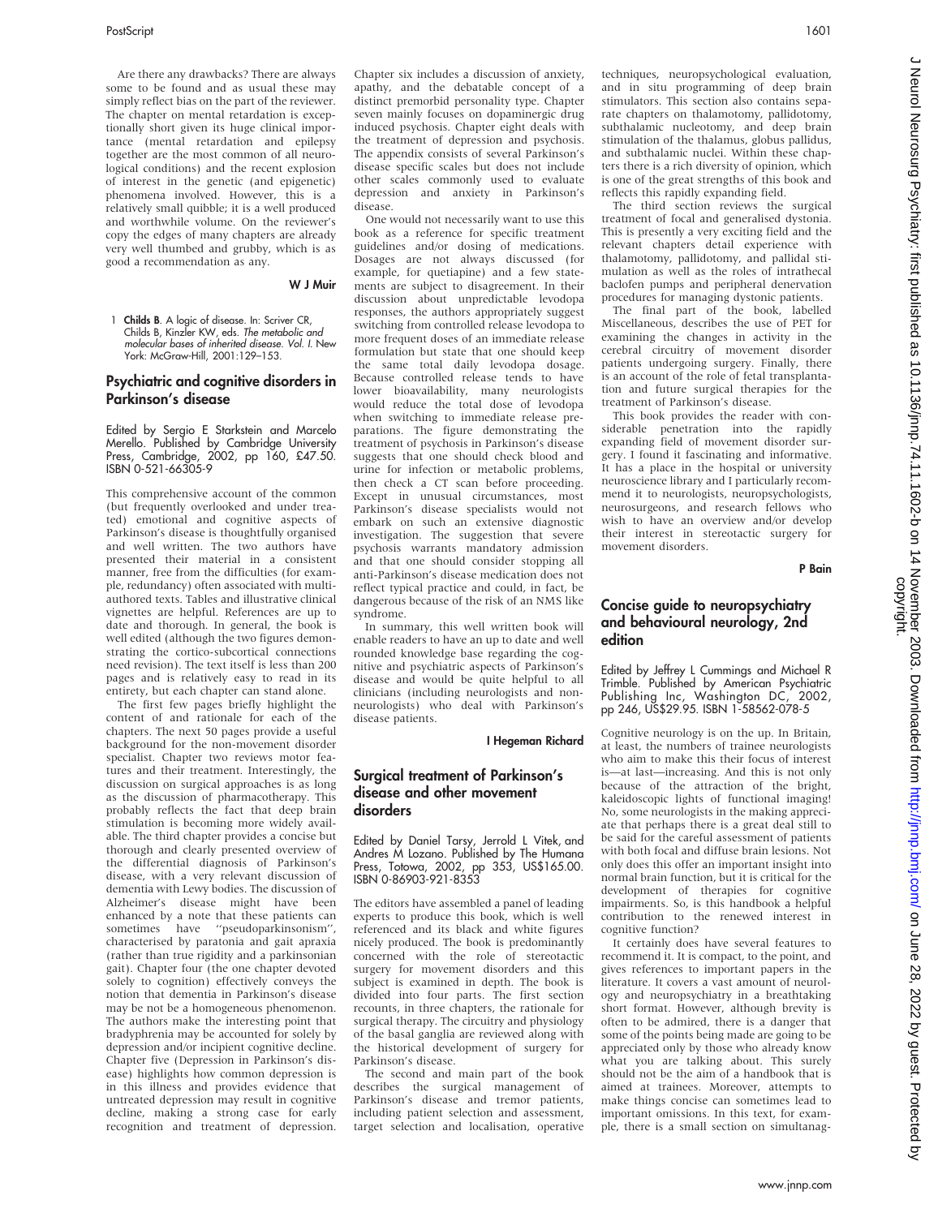Are there any drawbacks? There are always some to be found and as usual these may simply reflect bias on the part of the reviewer. The chapter on mental retardation is exceptionally short given its huge clinical importance (mental retardation and epilepsy together are the most common of all neurological conditions) and the recent explosion of interest in the genetic (and epigenetic) phenomena involved. However, this is a relatively small quibble; it is a well produced and worthwhile volume. On the reviewer's copy the edges of many chapters are already very well thumbed and grubby, which is as good a recommendation as any.

**W J Muir**

1 **Childs B**. A logic of disease. In: Scriver CR, Childs B, Kinzler KW, eds. *The metabolic and molecular bases of inherited disease. Vol. I.* New York: McGraw-Hill, 2001:129–153.

## Psychiatric and cognitive disorders in Parkinson's disease

Edited by Sergio E Starkstein and Marcelo Merello. Published by Cambridge University Press, Cambridge, 2002, pp 160, £47.50. ISBN 0-521-66305-9

This comprehensive account of the common (but frequently overlooked and under treated) emotional and cognitive aspects of Parkinson's disease is thoughtfully organised and well written. The two authors have presented their material in a consistent manner, free from the difficulties (for example, redundancy) often associated with multiauthored texts. Tables and illustrative clinical vignettes are helpful. References are up to date and thorough. In general, the book is well edited (although the two figures demonstrating the cortico-subcortical connections need revision). The text itself is less than 200 pages and is relatively easy to read in its entirety, but each chapter can stand alone.

The first few pages briefly highlight the content of and rationale for each of the chapters. The next 50 pages provide a useful background for the non-movement disorder specialist. Chapter two reviews motor features and their treatment. Interestingly, the discussion on surgical approaches is as long as the discussion of pharmacotherapy. This probably reflects the fact that deep brain stimulation is becoming more widely available. The third chapter provides a concise but thorough and clearly presented overview of the differential diagnosis of Parkinson's disease, with a very relevant discussion of dementia with Lewy bodies. The discussion of Alzheimer's disease might have been enhanced by a note that these patients can sometimes have "pseudoparkinsonism", characterised by paratonia and gait apraxia (rather than true rigidity and a parkinsonian gait). Chapter four (the one chapter devoted solely to cognition) effectively conveys the notion that dementia in Parkinson's disease may be not be a homogeneous phenomenon. The authors make the interesting point that bradyphrenia may be accounted for solely by depression and/or incipient cognitive decline. Chapter five (Depression in Parkinson's disease) highlights how common depression is in this illness and provides evidence that untreated depression may result in cognitive decline, making a strong case for early recognition and treatment of depression. Chapter six includes a discussion of anxiety, apathy, and the debatable concept of a distinct premorbid personality type. Chapter seven mainly focuses on dopaminergic drug induced psychosis. Chapter eight deals with the treatment of depression and psychosis. The appendix consists of several Parkinson's disease specific scales but does not include other scales commonly used to evaluate depression and anxiety in Parkinson's disease.

One would not necessarily want to use this book as a reference for specific treatment guidelines and/or dosing of medications. Dosages are not always discussed (for example, for quetiapine) and a few statements are subject to disagreement. In their discussion about unpredictable levodopa responses, the authors appropriately suggest switching from controlled release levodopa to more frequent doses of an immediate release formulation but state that one should keep the same total daily levodopa dosage. Because controlled release tends to have lower bioavailability, many neurologists would reduce the total dose of levodopa when switching to immediate release preparations. The figure demonstrating the treatment of psychosis in Parkinson's disease suggests that one should check blood and urine for infection or metabolic problems, then check a CT scan before proceeding. Except in unusual circumstances, most Parkinson's disease specialists would not embark on such an extensive diagnostic investigation. The suggestion that severe psychosis warrants mandatory admission and that one should consider stopping all anti-Parkinson's disease medication does not reflect typical practice and could, in fact, be dangerous because of the risk of an NMS like syndrome.

In summary, this well written book will enable readers to have an up to date and well rounded knowledge base regarding the cognitive and psychiatric aspects of Parkinson's disease and would be quite helpful to all clinicians (including neurologists and non-neurologists) who deal with Parkinson's disease patients.

**I Hegeman Richard**

## Surgical treatment of Parkinson's disease and other movement disorders

Edited by Daniel Tarsy, Jerrold L Vitek, and Andres M Lozano. Published by The Humana Press, Totowa, 2002, pp 353, US$165.00. ISBN 0-86903-921-8353

The editors have assembled a panel of leading experts to produce this book, which is well referenced and its black and white figures nicely produced. The book is predominantly concerned with the role of stereotactic surgery for movement disorders and this subject is examined in depth. The book is divided into four parts. The first section recounts, in three chapters, the rationale for surgical therapy. The circuitry and physiology of the basal ganglia are reviewed along with the historical development of surgery for Parkinson's disease.

The second and main part of the book describes the surgical management of Parkinson's disease and tremor patients, including patient selection and assessment, target selection and localisation, operative techniques, neuropsychological evaluation, and in situ programming of deep brain stimulators. This section also contains separate chapters on thalamotomy, pallidotomy, subthalamic nucleotomy, and deep brain stimulation of the thalamus, globus pallidus, and subthalamic nuclei. Within these chapters there is a rich diversity of opinion, which is one of the great strengths of this book and reflects this rapidly expanding field.

The third section reviews the surgical treatment of focal and generalised dystonia. This is presently a very exciting field and the relevant chapters detail experience with thalamotomy, pallidotomy, and pallidal stimulation as well as the roles of intrathecal baclofen pumps and peripheral denervation procedures for managing dystonic patients.

The final part of the book, labelled Miscellaneous, describes the use of PET for examining the changes in activity in the cerebral circuitry of movement disorder patients undergoing surgery. Finally, there is an account of the role of fetal transplantation and future surgical therapies for the treatment of Parkinson's disease.

This book provides the reader with considerable penetration into the rapidly expanding field of movement disorder surgery. I found it fascinating and informative. It has a place in the hospital or university neuroscience library and I particularly recommend it to neurologists, neuropsychologists, neurosurgeons, and research fellows who wish to have an overview and/or develop their interest in stereotactic surgery for movement disorders.

**P Bain**

## Concise guide to neuropsychiatry and behavioural neurology, 2nd edition

Edited by Jeffrey L Cummings and Michael R Trimble. Published by American Psychiatric Publishing Inc, Washington DC, 2002, pp 246, US$29.95. ISBN 1-58562-078-5

Cognitive neurology is on the up. In Britain, at least, the numbers of trainee neurologists who aim to make this their focus of interest is—at last—increasing. And this is not only because of the attraction of the bright, kaleidoscopic lights of functional imaging! No, some neurologists in the making appreciate that perhaps there is a great deal still to be said for the careful assessment of patients with both focal and diffuse brain lesions. Not only does this offer an important insight into normal brain function, but it is critical for the development of therapies for cognitive impairments. So, is this handbook a helpful contribution to the renewed interest in cognitive function?

It certainly does have several features to recommend it. It is compact, to the point, and gives references to important papers in the literature. It covers a vast amount of neurology and neuropsychiatry in a breathtaking short format. However, although brevity is often to be admired, there is a danger that some of the points being made are going to be appreciated only by those who already know what you are talking about. This surely should not be the aim of a handbook that is aimed at trainees. Moreover, attempts to make things concise can sometimes lead to important omissions. In this text, for example, there is a small section on simultanag-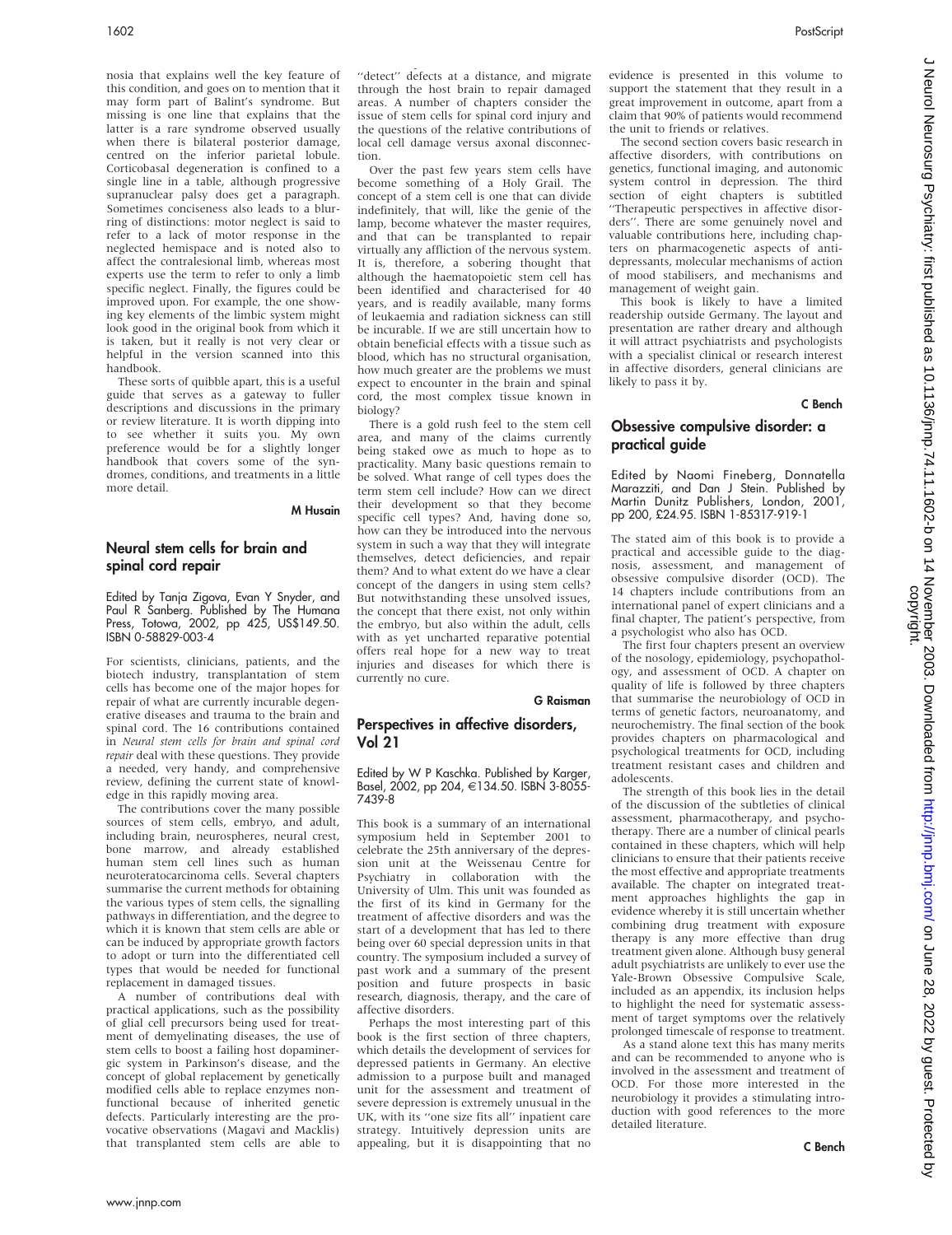nosia that explains well the key feature of this condition, and goes on to mention that it may form part of Balint's syndrome. But missing is one line that explains that the latter is a rare syndrome observed usually when there is bilateral posterior damage, centred on the inferior parietal lobule. Corticobasal degeneration is confined to a single line in a table, although progressive supranuclear palsy does get a paragraph. Sometimes conciseness also leads to a blurring of distinctions: motor neglect is said to refer to a lack of motor response in the neglected hemispace and is noted also to affect the contralesional limb, whereas most experts use the term to refer to only a limb specific neglect. Finally, the figures could be improved upon. For example, the one showing key elements of the limbic system might look good in the original book from which it is taken, but it really is not very clear or helpful in the version scanned into this handbook.

These sorts of quibble apart, this is a useful guide that serves as a gateway to fuller descriptions and discussions in the primary or review literature. It is worth dipping into to see whether it suits you. My own preference would be for a slightly longer handbook that covers some of the syndromes, conditions, and treatments in a little more detail.

**M Husain**

## Neural stem cells for brain and spinal cord repair

Edited by Tanja Zigova, Evan Y Snyder, and Paul R Sanberg. Published by The Humana Press, Totowa, 2002, pp 425, US$149.50. ISBN 0-58829-003-4

For scientists, clinicians, patients, and the biotech industry, transplantation of stem cells has become one of the major hopes for repair of what are currently incurable degenerative diseases and trauma to the brain and spinal cord. The 16 contributions contained in *Neural stem cells for brain and spinal cord repair* deal with these questions. They provide a needed, very handy, and comprehensive review, defining the current state of knowledge in this rapidly moving area.

The contributions cover the many possible sources of stem cells, embryo, and adult, including brain, neurospheres, neural crest, bone marrow, and already established human stem cell lines such as human neuroteratocarcinoma cells. Several chapters summarise the current methods for obtaining the various types of stem cells, the signalling pathways in differentiation, and the degree to which it is known that stem cells are able or can be induced by appropriate growth factors to adopt or turn into the differentiated cell types that would be needed for functional replacement in damaged tissues.

A number of contributions deal with practical applications, such as the possibility of glial cell precursors being used for treatment of demyelinating diseases, the use of stem cells to boost a failing host dopaminergic system in Parkinson's disease, and the concept of global replacement by genetically modified cells able to replace enzymes nonfunctional because of inherited genetic defects. Particularly interesting are the provocative observations (Magavi and Macklis) that transplanted stem cells are able to "detect" defects at a distance, and migrate through the host brain to repair damaged areas. A number of chapters consider the issue of stem cells for spinal cord injury and the questions of the relative contributions of local cell damage versus axonal disconnection.

Over the past few years stem cells have become something of a Holy Grail. The concept of a stem cell is one that can divide indefinitely, that will, like the genie of the lamp, become whatever the master requires, and that can be transplanted to repair virtually any affliction of the nervous system. It is, therefore, a sobering thought that although the haematopoietic stem cell has been identified and characterised for 40 years, and is readily available, many forms of leukaemia and radiation sickness can still be incurable. If we are still uncertain how to obtain beneficial effects with a tissue such as blood, which has no structural organisation, how much greater are the problems we must expect to encounter in the brain and spinal cord, the most complex tissue known in biology?

There is a gold rush feel to the stem cell area, and many of the claims currently being staked owe as much to hope as to practicality. Many basic questions remain to be solved. What range of cell types does the term stem cell include? How can we direct their development so that they become specific cell types? And, having done so, how can they be introduced into the nervous system in such a way that they will integrate themselves, detect deficiencies, and repair them? And to what extent do we have a clear concept of the dangers in using stem cells? But notwithstanding these unsolved issues, the concept that there exist, not only within the embryo, but also within the adult, cells with as yet uncharted reparative potential offers real hope for a new way to treat injuries and diseases for which there is currently no cure.

**G Raisman**

## Perspectives in affective disorders, Vol 21

Edited by W P Kaschka. Published by Karger, Basel, 2002, pp 204, €134.50. ISBN 3-8055-7439-8

This book is a summary of an international symposium held in September 2001 to celebrate the 25th anniversary of the depression unit at the Weissenau Centre for Psychiatry in collaboration with the University of Ulm. This unit was founded as the first of its kind in Germany for the treatment of affective disorders and was the start of a development that has led to there being over 60 special depression units in that country. The symposium included a survey of past work and a summary of the present position and future prospects in basic research, diagnosis, therapy, and the care of affective disorders.

Perhaps the most interesting part of this book is the first section of three chapters, which details the development of services for depressed patients in Germany. An elective admission to a purpose built and managed unit for the assessment and treatment of severe depression is extremely unusual in the UK, with its "one size fits all" inpatient care strategy. Intuitively depression units are appealing, but it is disappointing that no evidence is presented in this volume to support the statement that they result in a great improvement in outcome, apart from a claim that 90% of patients would recommend the unit to friends or relatives.

The second section covers basic research in affective disorders, with contributions on genetics, functional imaging, and autonomic system control in depression. The third section of eight chapters is subtitled "Therapeutic perspectives in affective disorders". There are some genuinely novel and valuable contributions here, including chapters on pharmacogenetic aspects of antidepressants, molecular mechanisms of action of mood stabilisers, and mechanisms and management of weight gain.

This book is likely to have a limited readership outside Germany. The layout and presentation are rather dreary and although it will attract psychiatrists and psychologists with a specialist clinical or research interest in affective disorders, general clinicians are likely to pass it by.

**C Bench**

## Obsessive compulsive disorder: a practical guide

Edited by Naomi Fineberg, Donnatella Marazziti, and Dan J Stein. Published by Martin Dunitz Publishers, London, 2001, pp 200, £24.95. ISBN 1-85317-919-1

The stated aim of this book is to provide a practical and accessible guide to the diagnosis, assessment, and management of obsessive compulsive disorder (OCD). The 14 chapters include contributions from an international panel of expert clinicians and a final chapter, The patient's perspective, from a psychologist who also has OCD.

The first four chapters present an overview of the nosology, epidemiology, psychopathology, and assessment of OCD. A chapter on quality of life is followed by three chapters that summarise the neurobiology of OCD in terms of genetic factors, neuroanatomy, and neurochemistry. The final section of the book provides chapters on pharmacological and psychological treatments for OCD, including treatment resistant cases and children and adolescents.

The strength of this book lies in the detail of the discussion of the subtleties of clinical assessment, pharmacotherapy, and psychotherapy. There are a number of clinical pearls contained in these chapters, which will help clinicians to ensure that their patients receive the most effective and appropriate treatments available. The chapter on integrated treatment approaches highlights the gap in evidence whereby it is still uncertain whether combining drug treatment with exposure therapy is any more effective than drug treatment given alone. Although busy general adult psychiatrists are unlikely to ever use the Yale-Brown Obsessive Compulsive Scale, included as an appendix, its inclusion helps to highlight the need for systematic assessment of target symptoms over the relatively prolonged timescale of response to treatment.

As a stand alone text this has many merits and can be recommended to anyone who is involved in the assessment and treatment of OCD. For those more interested in the neurobiology it provides a stimulating introduction with good references to the more detailed literature.

**C Bench**